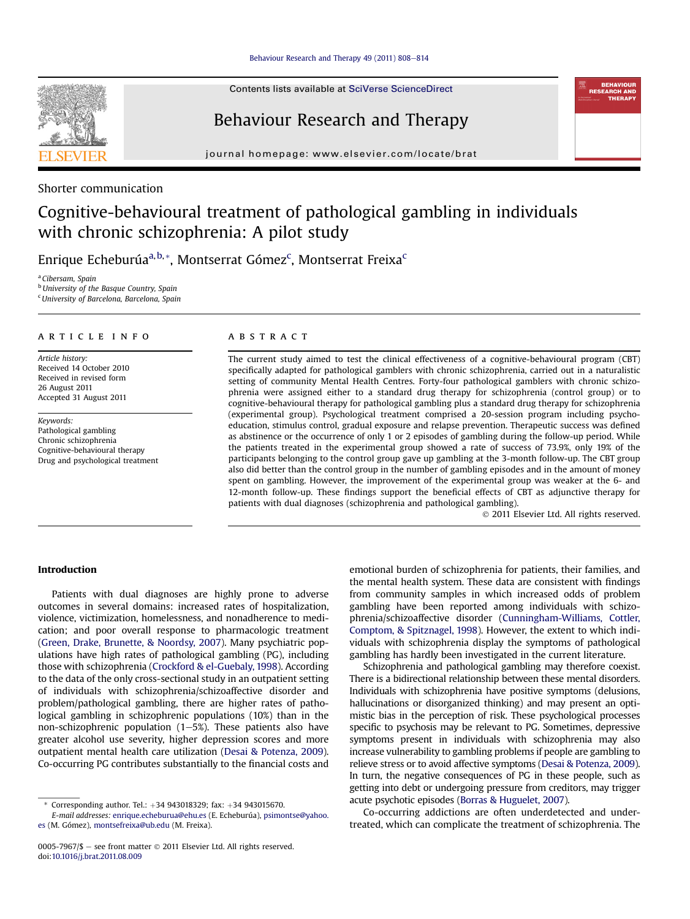Shorter communication

# Cognitive-behavioural treatment of pathological gambling in individuals with chronic schizophrenia: A pilot study

Enrique Echeburúa[a,b,*], Montserrat Gómez[c], Montserrat Freixa[c]

[a] Cibersam, Spain
[b] University of the Basque Country, Spain
[c] University of Barcelona, Barcelona, Spain

**ARTICLE INFO**

*Article history:*
Received 14 October 2010
Received in revised form 26 August 2011
Accepted 31 August 2011

*Keywords:*
Pathological gambling
Chronic schizophrenia
Cognitive-behavioural therapy
Drug and psychological treatment

**ABSTRACT**

The current study aimed to test the clinical effectiveness of a cognitive-behavioural program (CBT) specifically adapted for pathological gamblers with chronic schizophrenia, carried out in a naturalistic setting of community Mental Health Centres. Forty-four pathological gamblers with chronic schizophrenia were assigned either to a standard drug therapy for schizophrenia (control group) or to cognitive-behavioural therapy for pathological gambling plus a standard drug therapy for schizophrenia (experimental group). Psychological treatment comprised a 20-session program including psychoeducation, stimulus control, gradual exposure and relapse prevention. Therapeutic success was defined as abstinence or the occurrence of only 1 or 2 episodes of gambling during the follow-up period. While the patients treated in the experimental group showed a rate of success of 73.9%, only 19% of the participants belonging to the control group gave up gambling at the 3-month follow-up. The CBT group also did better than the control group in the number of gambling episodes and in the amount of money spent on gambling. However, the improvement of the experimental group was weaker at the 6- and 12-month follow-up. These findings support the beneficial effects of CBT as adjunctive therapy for patients with dual diagnoses (schizophrenia and pathological gambling).

© 2011 Elsevier Ltd. All rights reserved.

## Introduction

Patients with dual diagnoses are highly prone to adverse outcomes in several domains: increased rates of hospitalization, violence, victimization, homelessness, and nonadherence to medication; and poor overall response to pharmacologic treatment (Green, Drake, Brunette, & Noordsy, 2007). Many psychiatric populations have high rates of pathological gambling (PG), including those with schizophrenia (Crockford & el-Guebaly, 1998). According to the data of the only cross-sectional study in an outpatient setting of individuals with schizophrenia/schizoaffective disorder and problem/pathological gambling, there are higher rates of pathological gambling in schizophrenic populations (10%) than in the non-schizophrenic population (1–5%). These patients also have greater alcohol use severity, higher depression scores and more outpatient mental health care utilization (Desai & Potenza, 2009). Co-occurring PG contributes substantially to the financial costs and emotional burden of schizophrenia for patients, their families, and the mental health system. These data are consistent with findings from community samples in which increased odds of problem gambling have been reported among individuals with schizophrenia/schizoaffective disorder (Cunningham-Williams, Cottler, Comptom, & Spitznagel, 1998). However, the extent to which individuals with schizophrenia display the symptoms of pathological gambling has hardly been investigated in the current literature.

Schizophrenia and pathological gambling may therefore coexist. There is a bidirectional relationship between these mental disorders. Individuals with schizophrenia have positive symptoms (delusions, hallucinations or disorganized thinking) and may present an optimistic bias in the perception of risk. These psychological processes specific to psychosis may be relevant to PG. Sometimes, depressive symptoms present in individuals with schizophrenia may also increase vulnerability to gambling problems if people are gambling to relieve stress or to avoid affective symptoms (Desai & Potenza, 2009). In turn, the negative consequences of PG in these people, such as getting into debt or undergoing pressure from creditors, may trigger acute psychotic episodes (Borras & Huguelet, 2007).

Co-occurring addictions are often underdetected and undertreated, which can complicate the treatment of schizophrenia. The

* Corresponding author. Tel.: +34 943018329; fax: +34 943015670.
E-mail addresses: enrique.echeburua@ehu.es (E. Echeburúa), psimontse@yahoo.es (M. Gómez), montsefreixa@ub.edu (M. Freixa).

0005-7967/$ – see front matter © 2011 Elsevier Ltd. All rights reserved.
doi:10.1016/j.brat.2011.08.009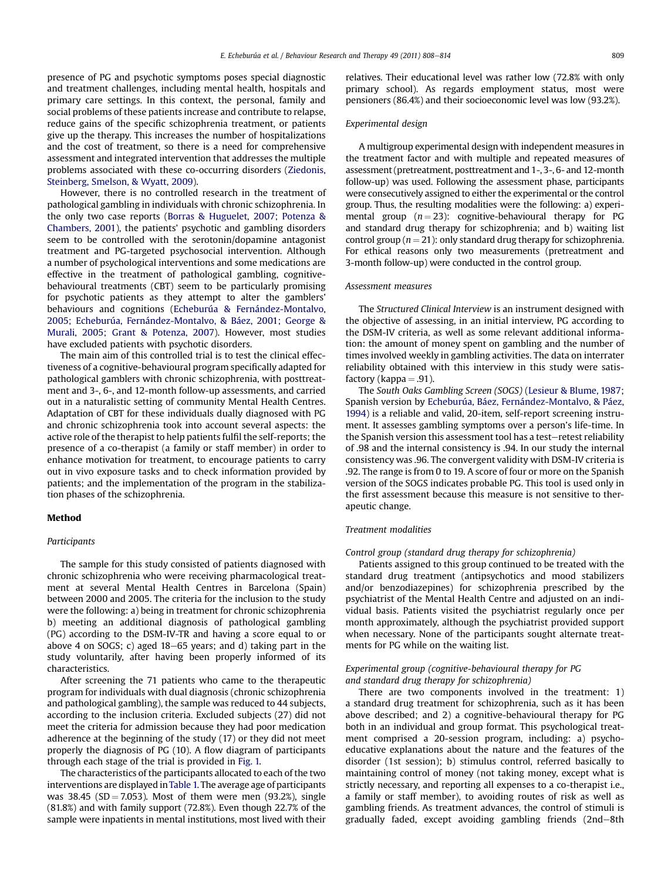presence of PG and psychotic symptoms poses special diagnostic and treatment challenges, including mental health, hospitals and primary care settings. In this context, the personal, family and social problems of these patients increase and contribute to relapse, reduce gains of the specific schizophrenia treatment, or patients give up the therapy. This increases the number of hospitalizations and the cost of treatment, so there is a need for comprehensive assessment and integrated intervention that addresses the multiple problems associated with these co-occurring disorders (Ziedonis, Steinberg, Smelson, & Wyatt, 2009).

However, there is no controlled research in the treatment of pathological gambling in individuals with chronic schizophrenia. In the only two case reports (Borras & Huguelet, 2007; Potenza & Chambers, 2001), the patients' psychotic and gambling disorders seem to be controlled with the serotonin/dopamine antagonist treatment and PG-targeted psychosocial intervention. Although a number of psychological interventions and some medications are effective in the treatment of pathological gambling, cognitive-behavioural treatments (CBT) seem to be particularly promising for psychotic patients as they attempt to alter the gamblers' behaviours and cognitions (Echeburúa & Fernández-Montalvo, 2005; Echeburúa, Fernández-Montalvo, & Báez, 2001; George & Murali, 2005; Grant & Potenza, 2007). However, most studies have excluded patients with psychotic disorders.

The main aim of this controlled trial is to test the clinical effectiveness of a cognitive-behavioural program specifically adapted for pathological gamblers with chronic schizophrenia, with posttreatment and 3-, 6-, and 12-month follow-up assessments, and carried out in a naturalistic setting of community Mental Health Centres. Adaptation of CBT for these individuals dually diagnosed with PG and chronic schizophrenia took into account several aspects: the active role of the therapist to help patients fulfil the self-reports; the presence of a co-therapist (a family or staff member) in order to enhance motivation for treatment, to encourage patients to carry out in vivo exposure tasks and to check information provided by patients; and the implementation of the program in the stabilization phases of the schizophrenia.

## Method

### Participants

The sample for this study consisted of patients diagnosed with chronic schizophrenia who were receiving pharmacological treatment at several Mental Health Centres in Barcelona (Spain) between 2000 and 2005. The criteria for the inclusion to the study were the following: a) being in treatment for chronic schizophrenia b) meeting an additional diagnosis of pathological gambling (PG) according to the DSM-IV-TR and having a score equal to or above 4 on SOGS; c) aged 18–65 years; and d) taking part in the study voluntarily, after having been properly informed of its characteristics.

After screening the 71 patients who came to the therapeutic program for individuals with dual diagnosis (chronic schizophrenia and pathological gambling), the sample was reduced to 44 subjects, according to the inclusion criteria. Excluded subjects (27) did not meet the criteria for admission because they had poor medication adherence at the beginning of the study (17) or they did not meet properly the diagnosis of PG (10). A flow diagram of participants through each stage of the trial is provided in Fig. 1.

The characteristics of the participants allocated to each of the two interventions are displayed in Table 1. The average age of participants was 38.45 (SD = 7.053). Most of them were men (93.2%), single (81.8%) and with family support (72.8%). Even though 22.7% of the sample were inpatients in mental institutions, most lived with their relatives. Their educational level was rather low (72.8% with only primary school). As regards employment status, most were pensioners (86.4%) and their socioeconomic level was low (93.2%).

### Experimental design

A multigroup experimental design with independent measures in the treatment factor and with multiple and repeated measures of assessment (pretreatment, posttreatment and 1-, 3-, 6- and 12-month follow-up) was used. Following the assessment phase, participants were consecutively assigned to either the experimental or the control group. Thus, the resulting modalities were the following: a) experimental group ($n = 23$): cognitive-behavioural therapy for PG and standard drug therapy for schizophrenia; and b) waiting list control group ($n = 21$): only standard drug therapy for schizophrenia. For ethical reasons only two measurements (pretreatment and 3-month follow-up) were conducted in the control group.

### Assessment measures

The *Structured Clinical Interview* is an instrument designed with the objective of assessing, in an initial interview, PG according to the DSM-IV criteria, as well as some relevant additional information: the amount of money spent on gambling and the number of times involved weekly in gambling activities. The data on interrater reliability obtained with this interview in this study were satisfactory (kappa = .91).

The *South Oaks Gambling Screen (SOGS)* (Lesieur & Blume, 1987; Spanish version by Echeburúa, Báez, Fernández-Montalvo, & Páez, 1994) is a reliable and valid, 20-item, self-report screening instrument. It assesses gambling symptoms over a person's life-time. In the Spanish version this assessment tool has a test–retest reliability of .98 and the internal consistency is .94. In our study the internal consistency was .96. The convergent validity with DSM-IV criteria is .92. The range is from 0 to 19. A score of four or more on the Spanish version of the SOGS indicates probable PG. This tool is used only in the first assessment because this measure is not sensitive to therapeutic change.

### Treatment modalities

#### *Control group (standard drug therapy for schizophrenia)*

Patients assigned to this group continued to be treated with the standard drug treatment (antipsychotics and mood stabilizers and/or benzodiazepines) for schizophrenia prescribed by the psychiatrist of the Mental Health Centre and adjusted on an individual basis. Patients visited the psychiatrist regularly once per month approximately, although the psychiatrist provided support when necessary. None of the participants sought alternate treatments for PG while on the waiting list.

#### *Experimental group (cognitive-behavioural therapy for PG and standard drug therapy for schizophrenia)*

There are two components involved in the treatment: 1) a standard drug treatment for schizophrenia, such as it has been above described; and 2) a cognitive-behavioural therapy for PG both in an individual and group format. This psychological treatment comprised a 20-session program, including: a) psychoeducative explanations about the nature and the features of the disorder (1st session); b) stimulus control, referred basically to maintaining control of money (not taking money, except what is strictly necessary, and reporting all expenses to a co-therapist i.e., a family or staff member), to avoiding routes of risk as well as gambling friends. As treatment advances, the control of stimuli is gradually faded, except avoiding gambling friends (2nd–8th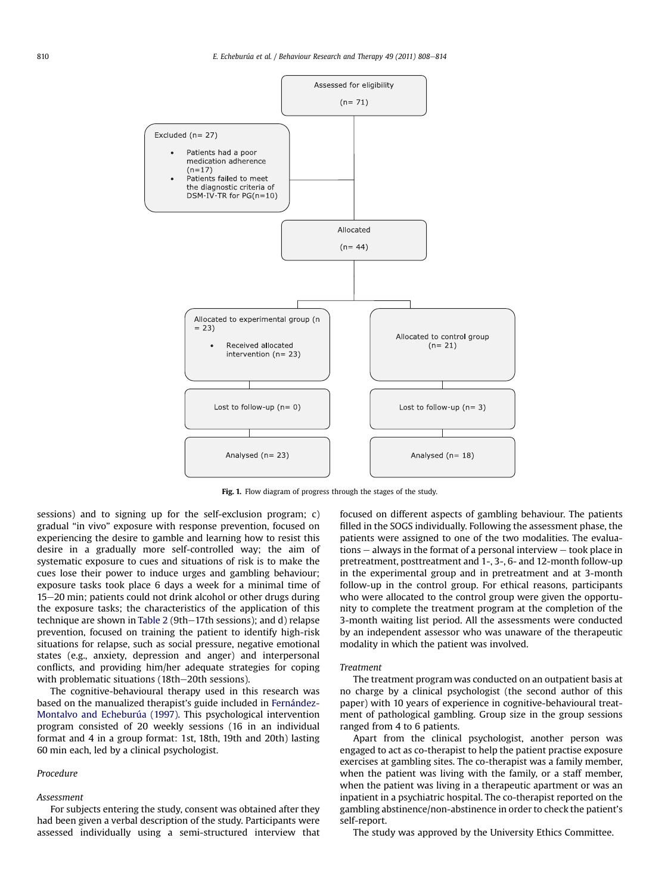Assessed for eligibility (n= 71)

Excluded (n= 27)

- Patients had a poor medication adherence (n=17)
- Patients failed to meet the diagnostic criteria of DSM-IV-TR for PG(n=10)

Allocated (n= 44)

Allocated to experimental group (n = 23)

- Received allocated intervention (n= 23)

Allocated to control group (n= 21)

Lost to follow-up (n= 0)

Lost to follow-up (n= 3)

Analysed (n= 23)

Analysed (n= 18)

**Fig. 1.** Flow diagram of progress through the stages of the study.

sessions) and to signing up for the self-exclusion program; c) gradual "in vivo" exposure with response prevention, focused on experiencing the desire to gamble and learning how to resist this desire in a gradually more self-controlled way; the aim of systematic exposure to cues and situations of risk is to make the cues lose their power to induce urges and gambling behaviour; exposure tasks took place 6 days a week for a minimal time of 15–20 min; patients could not drink alcohol or other drugs during the exposure tasks; the characteristics of the application of this technique are shown in Table 2 (9th–17th sessions); and d) relapse prevention, focused on training the patient to identify high-risk situations for relapse, such as social pressure, negative emotional states (e.g., anxiety, depression and anger) and interpersonal conflicts, and providing him/her adequate strategies for coping with problematic situations (18th–20th sessions).

The cognitive-behavioural therapy used in this research was based on the manualized therapist's guide included in Fernández-Montalvo and Echeburúa (1997). This psychological intervention program consisted of 20 weekly sessions (16 in an individual format and 4 in a group format: 1st, 18th, 19th and 20th) lasting 60 min each, led by a clinical psychologist.

## Procedure

### Assessment

For subjects entering the study, consent was obtained after they had been given a verbal description of the study. Participants were assessed individually using a semi-structured interview that focused on different aspects of gambling behaviour. The patients filled in the SOGS individually. Following the assessment phase, the patients were assigned to one of the two modalities. The evaluations – always in the format of a personal interview – took place in pretreatment, posttreatment and 1-, 3-, 6- and 12-month follow-up in the experimental group and in pretreatment and at 3-month follow-up in the control group. For ethical reasons, participants who were allocated to the control group were given the opportunity to complete the treatment program at the completion of the 3-month waiting list period. All the assessments were conducted by an independent assessor who was unaware of the therapeutic modality in which the patient was involved.

### Treatment

The treatment program was conducted on an outpatient basis at no charge by a clinical psychologist (the second author of this paper) with 10 years of experience in cognitive-behavioural treatment of pathological gambling. Group size in the group sessions ranged from 4 to 6 patients.

Apart from the clinical psychologist, another person was engaged to act as co-therapist to help the patient practise exposure exercises at gambling sites. The co-therapist was a family member, when the patient was living with the family, or a staff member, when the patient was living in a therapeutic apartment or was an inpatient in a psychiatric hospital. The co-therapist reported on the gambling abstinence/non-abstinence in order to check the patient's self-report.

The study was approved by the University Ethics Committee.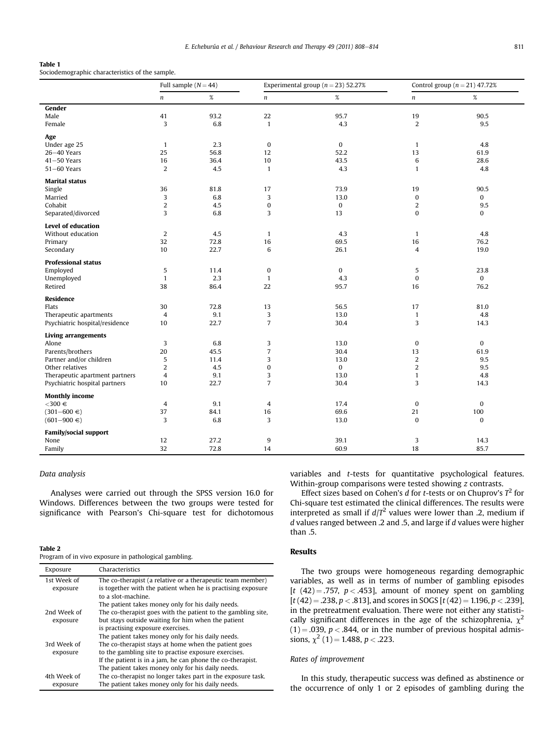**Table 1**
Sociodemographic characteristics of the sample.

| | Full sample ($N = 44$) | | Experimental group ($n = 23$) 52.27% | | Control group ($n = 21$) 47.72% | |
|---|---|---|---|---|---|---|
| | $n$ | % | $n$ | % | $n$ | % |
| **Gender** | | | | | | |
| Male | 41 | 93.2 | 22 | 95.7 | 19 | 90.5 |
| Female | 3 | 6.8 | 1 | 4.3 | 2 | 9.5 |
| **Age** | | | | | | |
| Under age 25 | 1 | 2.3 | 0 | 0 | 1 | 4.8 |
| 26–40 Years | 25 | 56.8 | 12 | 52.2 | 13 | 61.9 |
| 41–50 Years | 16 | 36.4 | 10 | 43.5 | 6 | 28.6 |
| 51–60 Years | 2 | 4.5 | 1 | 4.3 | 1 | 4.8 |
| **Marital status** | | | | | | |
| Single | 36 | 81.8 | 17 | 73.9 | 19 | 90.5 |
| Married | 3 | 6.8 | 3 | 13.0 | 0 | 0 |
| Cohabit | 2 | 4.5 | 0 | 0 | 2 | 9.5 |
| Separated/divorced | 3 | 6.8 | 3 | 13 | 0 | 0 |
| **Level of education** | | | | | | |
| Without education | 2 | 4.5 | 1 | 4.3 | 1 | 4.8 |
| Primary | 32 | 72.8 | 16 | 69.5 | 16 | 76.2 |
| Secondary | 10 | 22.7 | 6 | 26.1 | 4 | 19.0 |
| **Professional status** | | | | | | |
| Employed | 5 | 11.4 | 0 | 0 | 5 | 23.8 |
| Unemployed | 1 | 2.3 | 1 | 4.3 | 0 | 0 |
| Retired | 38 | 86.4 | 22 | 95.7 | 16 | 76.2 |
| **Residence** | | | | | | |
| Flats | 30 | 72.8 | 13 | 56.5 | 17 | 81.0 |
| Therapeutic apartments | 4 | 9.1 | 3 | 13.0 | 1 | 4.8 |
| Psychiatric hospital/residence | 10 | 22.7 | 7 | 30.4 | 3 | 14.3 |
| **Living arrangements** | | | | | | |
| Alone | 3 | 6.8 | 3 | 13.0 | 0 | 0 |
| Parents/brothers | 20 | 45.5 | 7 | 30.4 | 13 | 61.9 |
| Partner and/or children | 5 | 11.4 | 3 | 13.0 | 2 | 9.5 |
| Other relatives | 2 | 4.5 | 0 | 0 | 2 | 9.5 |
| Therapeutic apartment partners | 4 | 9.1 | 3 | 13.0 | 1 | 4.8 |
| Psychiatric hospital partners | 10 | 22.7 | 7 | 30.4 | 3 | 14.3 |
| **Monthly income** | | | | | | |
| <300 € | 4 | 9.1 | 4 | 17.4 | 0 | 0 |
| (301–600 €) | 37 | 84.1 | 16 | 69.6 | 21 | 100 |
| (601–900 €) | 3 | 6.8 | 3 | 13.0 | 0 | 0 |
| **Family/social support** | | | | | | |
| None | 12 | 27.2 | 9 | 39.1 | 3 | 14.3 |
| Family | 32 | 72.8 | 14 | 60.9 | 18 | 85.7 |

*Data analysis*

Analyses were carried out through the SPSS version 16.0 for Windows. Differences between the two groups were tested for significance with Pearson's Chi-square test for dichotomous variables and *t*-tests for quantitative psychological features. Within-group comparisons were tested showing *z* contrasts.

Effect sizes based on Cohen's *d* for *t*-tests or on Chuprov's $T^2$ for Chi-square test estimated the clinical differences. The results were interpreted as small if $d/T^2$ values were lower than .2, medium if *d* values ranged between .2 and .5, and large if *d* values were higher than .5.

**Table 2**
Program of in vivo exposure in pathological gambling.

| Exposure | Characteristics |
|---|---|
| 1st Week of exposure | The co-therapist (a relative or a therapeutic team member) is together with the patient when he is practising exposure to a slot-machine. The patient takes money only for his daily needs. |
| 2nd Week of exposure | The co-therapist goes with the patient to the gambling site, but stays outside waiting for him when the patient is practising exposure exercises. The patient takes money only for his daily needs. |
| 3rd Week of exposure | The co-therapist stays at home when the patient goes to the gambling site to practise exposure exercises. If the patient is in a jam, he can phone the co-therapist. The patient takes money only for his daily needs. |
| 4th Week of exposure | The co-therapist no longer takes part in the exposure task. The patient takes money only for his daily needs. |

## Results

The two groups were homogeneous regarding demographic variables, as well as in terms of number of gambling episodes [$t\ (42) = .757$, $p < .453$], amount of money spent on gambling [$t\,(42) = .238$, $p < .813$], and scores in SOGS [$t\,(42) = 1.196$, $p < .239$], in the pretreatment evaluation. There were not either any statistically significant differences in the age of the schizophrenia, $\chi^2\ (1) = .039$, $p < .844$, or in the number of previous hospital admissions, $\chi^2\ (1) = 1.488$, $p < .223$.

### Rates of improvement

In this study, therapeutic success was defined as abstinence or the occurrence of only 1 or 2 episodes of gambling during the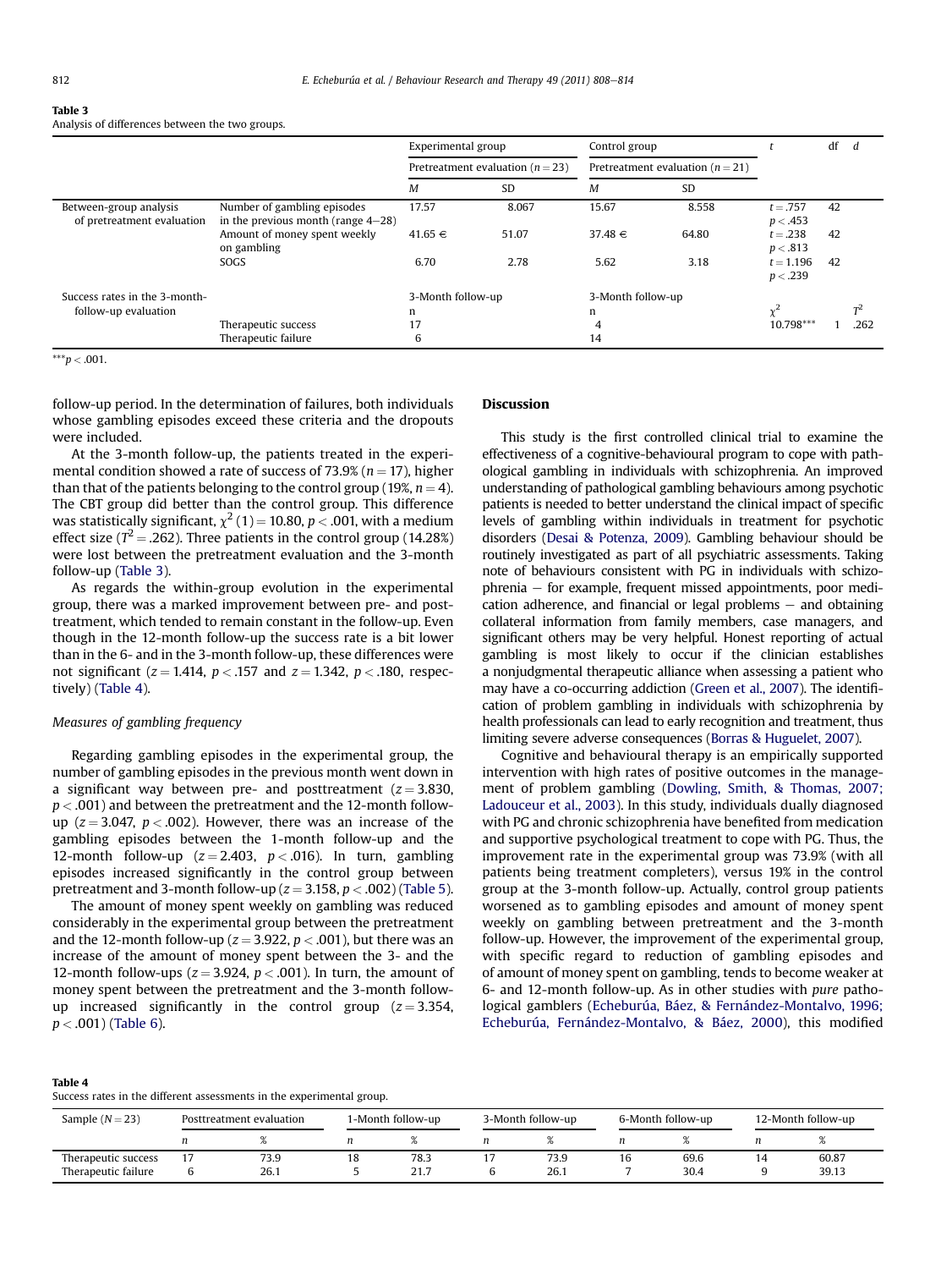**Table 3**
Analysis of differences between the two groups.

| | | Experimental group | | Control group | | $t$ | df | $d$ |
|---|---|---|---|---|---|---|---|---|
| | | Pretreatment evaluation ($n = 23$) | | Pretreatment evaluation ($n = 21$) | | | | |
| | | $M$ | SD | $M$ | SD | | | |
| Between-group analysis of pretreatment evaluation | Number of gambling episodes in the previous month (range 4–28) | 17.57 | 8.067 | 15.67 | 8.558 | $t = .757$ $p < .453$ | 42 | |
| | Amount of money spent weekly on gambling | 41.65 € | 51.07 | 37.48 € | 64.80 | $t = .238$ $p < .813$ | 42 | |
| | SOGS | 6.70 | 2.78 | 5.62 | 3.18 | $t = 1.196$ $p < .239$ | 42 | |
| Success rates in the 3-month-follow-up evaluation | | 3-Month follow-up | | 3-Month follow-up | | | | |
| | | n | | n | | $\chi^2$ | | $T^2$ |
| | Therapeutic success | 17 | | 4 | | 10.798*** | 1 | .262 |
| | Therapeutic failure | 6 | | 14 | | | | |

***$p < .001$.

follow-up period. In the determination of failures, both individuals whose gambling episodes exceed these criteria and the dropouts were included.

At the 3-month follow-up, the patients treated in the experimental condition showed a rate of success of 73.9% ($n = 17$), higher than that of the patients belonging to the control group (19%, $n = 4$). The CBT group did better than the control group. This difference was statistically significant, $\chi^2\,(1) = 10.80$, $p < .001$, with a medium effect size ($T^2 = .262$). Three patients in the control group (14.28%) were lost between the pretreatment evaluation and the 3-month follow-up (Table 3).

As regards the within-group evolution in the experimental group, there was a marked improvement between pre- and post-treatment, which tended to remain constant in the follow-up. Even though in the 12-month follow-up the success rate is a bit lower than in the 6- and in the 3-month follow-up, these differences were not significant ($z = 1.414$, $p < .157$ and $z = 1.342$, $p < .180$, respectively) (Table 4).

### *Measures of gambling frequency*

Regarding gambling episodes in the experimental group, the number of gambling episodes in the previous month went down in a significant way between pre- and posttreatment ($z = 3.830$, $p < .001$) and between the pretreatment and the 12-month follow-up ($z = 3.047$, $p < .002$). However, there was an increase of the gambling episodes between the 1-month follow-up and the 12-month follow-up ($z = 2.403$, $p < .016$). In turn, gambling episodes increased significantly in the control group between pretreatment and 3-month follow-up ($z = 3.158$, $p < .002$) (Table 5).

The amount of money spent weekly on gambling was reduced considerably in the experimental group between the pretreatment and the 12-month follow-up ($z = 3.922$, $p < .001$), but there was an increase of the amount of money spent between the 3- and the 12-month follow-ups ($z = 3.924$, $p < .001$). In turn, the amount of money spent between the pretreatment and the 3-month follow-up increased significantly in the control group ($z = 3.354$, $p < .001$) (Table 6).

## Discussion

This study is the first controlled clinical trial to examine the effectiveness of a cognitive-behavioural program to cope with pathological gambling in individuals with schizophrenia. An improved understanding of pathological gambling behaviours among psychotic patients is needed to better understand the clinical impact of specific levels of gambling within individuals in treatment for psychotic disorders (Desai & Potenza, 2009). Gambling behaviour should be routinely investigated as part of all psychiatric assessments. Taking note of behaviours consistent with PG in individuals with schizophrenia – for example, frequent missed appointments, poor medication adherence, and financial or legal problems – and obtaining collateral information from family members, case managers, and significant others may be very helpful. Honest reporting of actual gambling is most likely to occur if the clinician establishes a nonjudgmental therapeutic alliance when assessing a patient who may have a co-occurring addiction (Green et al., 2007). The identification of problem gambling in individuals with schizophrenia by health professionals can lead to early recognition and treatment, thus limiting severe adverse consequences (Borras & Huguelet, 2007).

Cognitive and behavioural therapy is an empirically supported intervention with high rates of positive outcomes in the management of problem gambling (Dowling, Smith, & Thomas, 2007; Ladouceur et al., 2003). In this study, individuals dually diagnosed with PG and chronic schizophrenia have benefited from medication and supportive psychological treatment to cope with PG. Thus, the improvement rate in the experimental group was 73.9% (with all patients being treatment completers), versus 19% in the control group at the 3-month follow-up. Actually, control group patients worsened as to gambling episodes and amount of money spent weekly on gambling between pretreatment and the 3-month follow-up. However, the improvement of the experimental group, with specific regard to reduction of gambling episodes and of amount of money spent on gambling, tends to become weaker at 6- and 12-month follow-up. As in other studies with *pure* pathological gamblers (Echeburúa, Báez, & Fernández-Montalvo, 1996; Echeburúa, Fernández-Montalvo, & Báez, 2000), this modified

**Table 4**
Success rates in the different assessments in the experimental group.

| Sample ($N = 23$) | Posttreatment evaluation | | 1-Month follow-up | | 3-Month follow-up | | 6-Month follow-up | | 12-Month follow-up | |
|---|---|---|---|---|---|---|---|---|---|---|
| | $n$ | % | $n$ | % | $n$ | % | $n$ | % | $n$ | % |
| Therapeutic success | 17 | 73.9 | 18 | 78.3 | 17 | 73.9 | 16 | 69.6 | 14 | 60.87 |
| Therapeutic failure | 6 | 26.1 | 5 | 21.7 | 6 | 26.1 | 7 | 30.4 | 9 | 39.13 |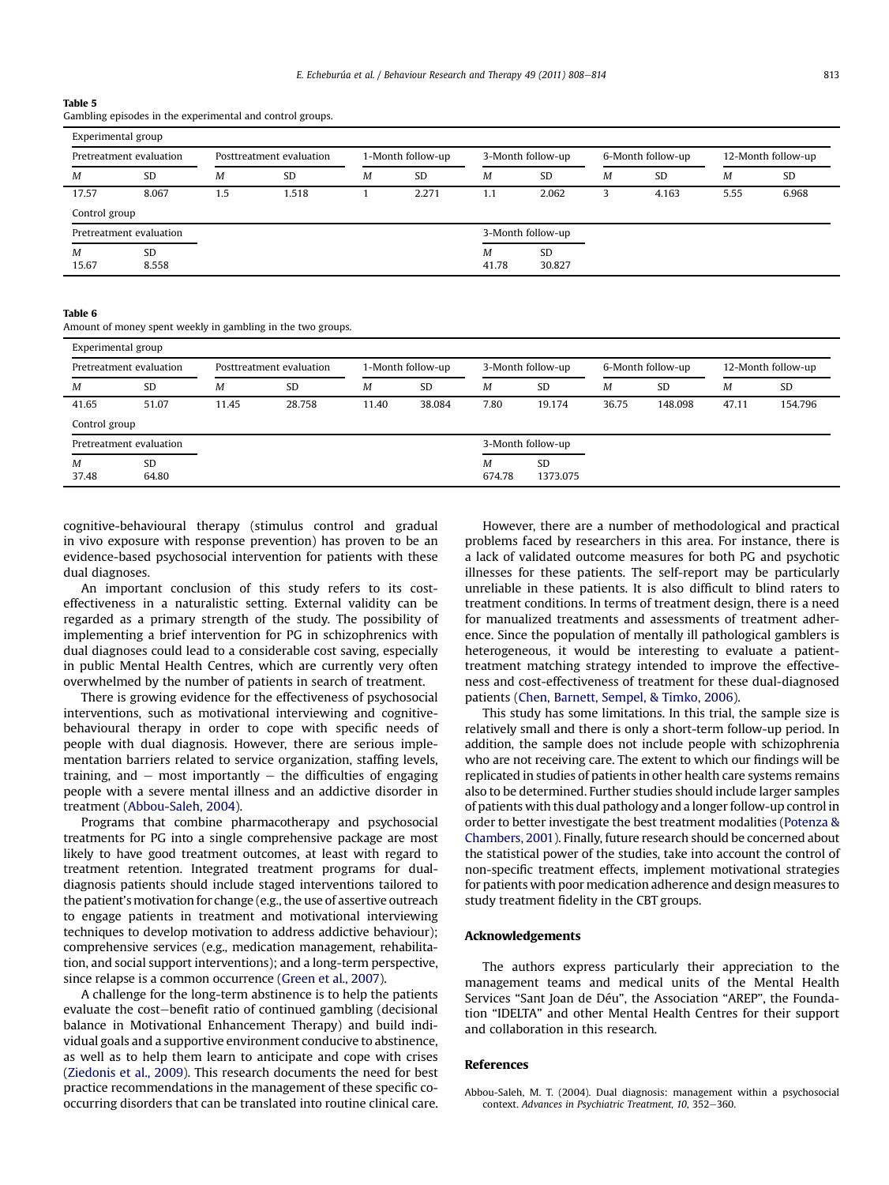**Table 5**
Gambling episodes in the experimental and control groups.

| Experimental group | | | | | | | | | | | |
|---|---|---|---|---|---|---|---|---|---|---|---|
| Pretreatment evaluation | | Posttreatment evaluation | | 1-Month follow-up | | 3-Month follow-up | | 6-Month follow-up | | 12-Month follow-up | |
| *M* | SD | *M* | SD | *M* | SD | *M* | SD | *M* | SD | *M* | SD |
| 17.57 | 8.067 | 1.5 | 1.518 | 1 | 2.271 | 1.1 | 2.062 | 3 | 4.163 | 5.55 | 6.968 |
| **Control group** | | | | | | | | | | | |
| Pretreatment evaluation | | | | | | 3-Month follow-up | | | | | |
| *M* | SD | | | | | *M* | SD | | | | |
| 15.67 | 8.558 | | | | | 41.78 | 30.827 | | | | |

**Table 6**
Amount of money spent weekly in gambling in the two groups.

| Experimental group | | | | | | | | | | | |
|---|---|---|---|---|---|---|---|---|---|---|---|
| Pretreatment evaluation | | Posttreatment evaluation | | 1-Month follow-up | | 3-Month follow-up | | 6-Month follow-up | | 12-Month follow-up | |
| *M* | SD | *M* | SD | *M* | SD | *M* | SD | *M* | SD | *M* | SD |
| 41.65 | 51.07 | 11.45 | 28.758 | 11.40 | 38.084 | 7.80 | 19.174 | 36.75 | 148.098 | 47.11 | 154.796 |
| **Control group** | | | | | | | | | | | |
| Pretreatment evaluation | | | | | | 3-Month follow-up | | | | | |
| *M* | SD | | | | | *M* | SD | | | | |
| 37.48 | 64.80 | | | | | 674.78 | 1373.075 | | | | |

cognitive-behavioural therapy (stimulus control and gradual in vivo exposure with response prevention) has proven to be an evidence-based psychosocial intervention for patients with these dual diagnoses.

An important conclusion of this study refers to its cost-effectiveness in a naturalistic setting. External validity can be regarded as a primary strength of the study. The possibility of implementing a brief intervention for PG in schizophrenics with dual diagnoses could lead to a considerable cost saving, especially in public Mental Health Centres, which are currently very often overwhelmed by the number of patients in search of treatment.

There is growing evidence for the effectiveness of psychosocial interventions, such as motivational interviewing and cognitive-behavioural therapy in order to cope with specific needs of people with dual diagnosis. However, there are serious implementation barriers related to service organization, staffing levels, training, and – most importantly – the difficulties of engaging people with a severe mental illness and an addictive disorder in treatment (Abbou-Saleh, 2004).

Programs that combine pharmacotherapy and psychosocial treatments for PG into a single comprehensive package are most likely to have good treatment outcomes, at least with regard to treatment retention. Integrated treatment programs for dual-diagnosis patients should include staged interventions tailored to the patient's motivation for change (e.g., the use of assertive outreach to engage patients in treatment and motivational interviewing techniques to develop motivation to address addictive behaviour); comprehensive services (e.g., medication management, rehabilitation, and social support interventions); and a long-term perspective, since relapse is a common occurrence (Green et al., 2007).

A challenge for the long-term abstinence is to help the patients evaluate the cost–benefit ratio of continued gambling (decisional balance in Motivational Enhancement Therapy) and build individual goals and a supportive environment conducive to abstinence, as well as to help them learn to anticipate and cope with crises (Ziedonis et al., 2009). This research documents the need for best practice recommendations in the management of these specific co-occurring disorders that can be translated into routine clinical care.

However, there are a number of methodological and practical problems faced by researchers in this area. For instance, there is a lack of validated outcome measures for both PG and psychotic illnesses for these patients. The self-report may be particularly unreliable in these patients. It is also difficult to blind raters to treatment conditions. In terms of treatment design, there is a need for manualized treatments and assessments of treatment adherence. Since the population of mentally ill pathological gamblers is heterogeneous, it would be interesting to evaluate a patient-treatment matching strategy intended to improve the effectiveness and cost-effectiveness of treatment for these dual-diagnosed patients (Chen, Barnett, Sempel, & Timko, 2006).

This study has some limitations. In this trial, the sample size is relatively small and there is only a short-term follow-up period. In addition, the sample does not include people with schizophrenia who are not receiving care. The extent to which our findings will be replicated in studies of patients in other health care systems remains also to be determined. Further studies should include larger samples of patients with this dual pathology and a longer follow-up control in order to better investigate the best treatment modalities (Potenza & Chambers, 2001). Finally, future research should be concerned about the statistical power of the studies, take into account the control of non-specific treatment effects, implement motivational strategies for patients with poor medication adherence and design measures to study treatment fidelity in the CBT groups.

## Acknowledgements

The authors express particularly their appreciation to the management teams and medical units of the Mental Health Services "Sant Joan de Déu", the Association "AREP", the Foundation "IDELTA" and other Mental Health Centres for their support and collaboration in this research.

## References

Abbou-Saleh, M. T. (2004). Dual diagnosis: management within a psychosocial context. *Advances in Psychiatric Treatment, 10*, 352–360.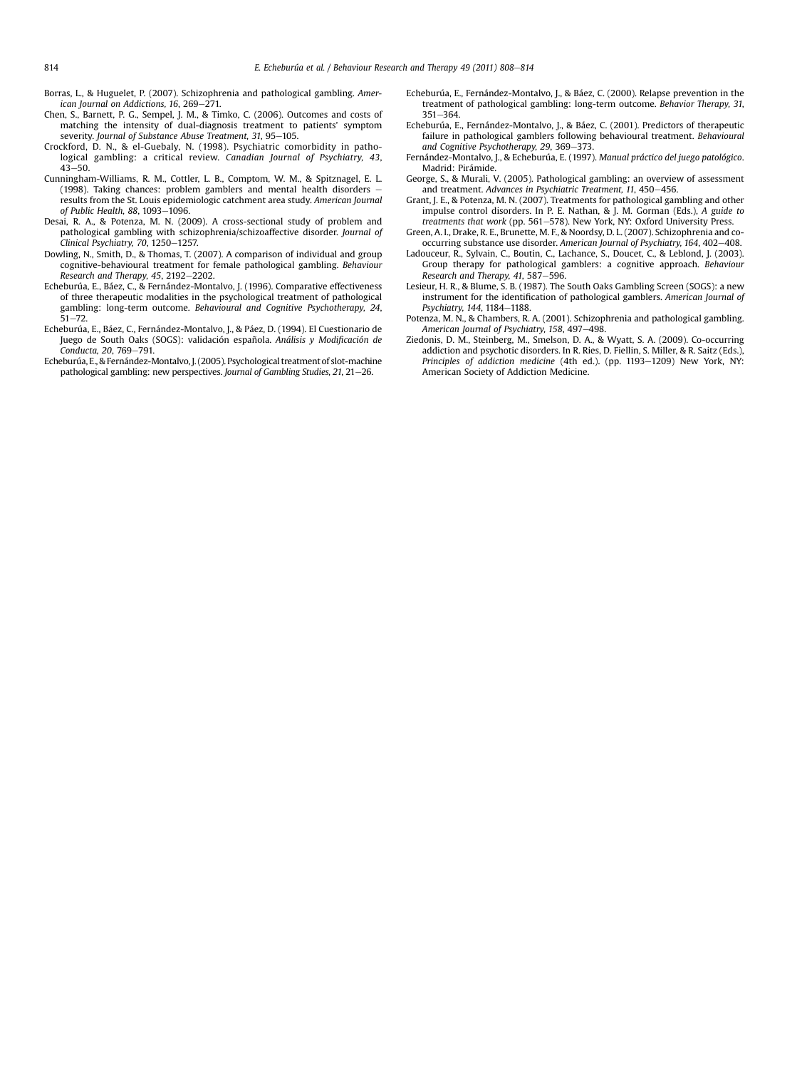Borras, L., & Huguelet, P. (2007). Schizophrenia and pathological gambling. *American Journal on Addictions, 16*, 269–271.

Chen, S., Barnett, P. G., Sempel, J. M., & Timko, C. (2006). Outcomes and costs of matching the intensity of dual-diagnosis treatment to patients' symptom severity. *Journal of Substance Abuse Treatment, 31*, 95–105.

Crockford, D. N., & el-Guebaly, N. (1998). Psychiatric comorbidity in pathological gambling: a critical review. *Canadian Journal of Psychiatry, 43*, 43–50.

Cunningham-Williams, R. M., Cottler, L. B., Comptom, W. M., & Spitznagel, E. L. (1998). Taking chances: problem gamblers and mental health disorders – results from the St. Louis epidemiologic catchment area study. *American Journal of Public Health, 88*, 1093–1096.

Desai, R. A., & Potenza, M. N. (2009). A cross-sectional study of problem and pathological gambling with schizophrenia/schizoaffective disorder. *Journal of Clinical Psychiatry, 70*, 1250–1257.

Dowling, N., Smith, D., & Thomas, T. (2007). A comparison of individual and group cognitive-behavioural treatment for female pathological gambling. *Behaviour Research and Therapy, 45*, 2192–2202.

Echeburúa, E., Báez, C., & Fernández-Montalvo, J. (1996). Comparative effectiveness of three therapeutic modalities in the psychological treatment of pathological gambling: long-term outcome. *Behavioural and Cognitive Psychotherapy, 24*, 51–72.

Echeburúa, E., Báez, C., Fernández-Montalvo, J., & Páez, D. (1994). El Cuestionario de Juego de South Oaks (SOGS): validación española. *Análisis y Modificación de Conducta, 20*, 769–791.

Echeburúa, E., & Fernández-Montalvo, J. (2005). Psychological treatment of slot-machine pathological gambling: new perspectives. *Journal of Gambling Studies, 21*, 21–26.

Echeburúa, E., Fernández-Montalvo, J., & Báez, C. (2000). Relapse prevention in the treatment of pathological gambling: long-term outcome. *Behavior Therapy, 31*, 351–364.

Echeburúa, E., Fernández-Montalvo, J., & Báez, C. (2001). Predictors of therapeutic failure in pathological gamblers following behavioural treatment. *Behavioural and Cognitive Psychotherapy, 29*, 369–373.

Fernández-Montalvo, J., & Echeburúa, E. (1997). *Manual práctico del juego patológico*. Madrid: Pirámide.

George, S., & Murali, V. (2005). Pathological gambling: an overview of assessment and treatment. *Advances in Psychiatric Treatment, 11*, 450–456.

Grant, J. E., & Potenza, M. N. (2007). Treatments for pathological gambling and other impulse control disorders. In P. E. Nathan, & J. M. Gorman (Eds.), *A guide to treatments that work* (pp. 561–578). New York, NY: Oxford University Press.

Green, A. I., Drake, R. E., Brunette, M. F., & Noordsy, D. L. (2007). Schizophrenia and co-occurring substance use disorder. *American Journal of Psychiatry, 164*, 402–408.

Ladouceur, R., Sylvain, C., Boutin, C., Lachance, S., Doucet, C., & Leblond, J. (2003). Group therapy for pathological gamblers: a cognitive approach. *Behaviour Research and Therapy, 41*, 587–596.

Lesieur, H. R., & Blume, S. B. (1987). The South Oaks Gambling Screen (SOGS): a new instrument for the identification of pathological gamblers. *American Journal of Psychiatry, 144*, 1184–1188.

Potenza, M. N., & Chambers, R. A. (2001). Schizophrenia and pathological gambling. *American Journal of Psychiatry, 158*, 497–498.

Ziedonis, D. M., Steinberg, M., Smelson, D. A., & Wyatt, S. A. (2009). Co-occurring addiction and psychotic disorders. In R. Ries, D. Fiellin, S. Miller, & R. Saitz (Eds.), *Principles of addiction medicine* (4th ed.). (pp. 1193–1209) New York, NY: American Society of Addiction Medicine.